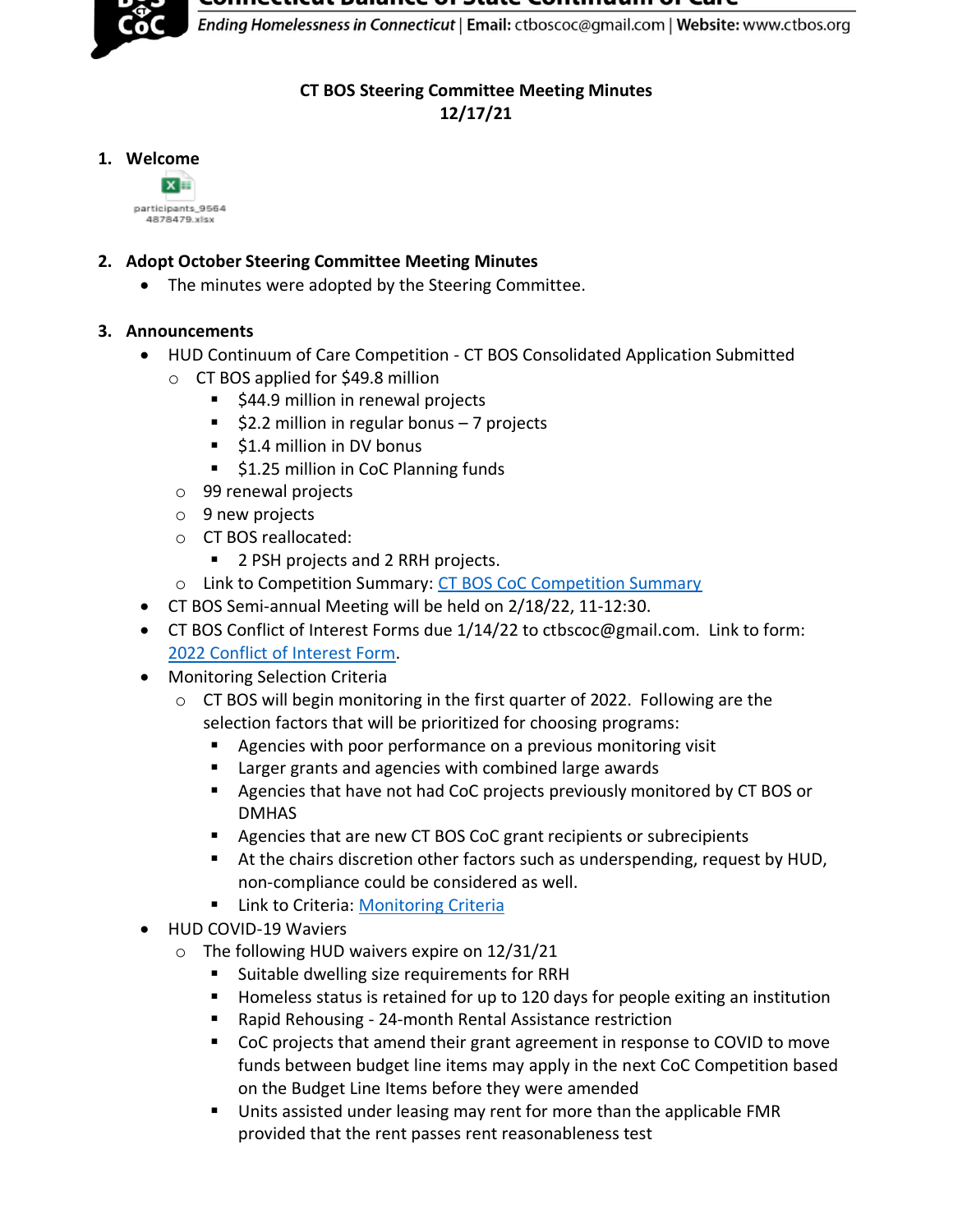# CT BOS Steering Committee Meeting Minutes
## 12/17/21

1. **Welcome**

   participants_95644878479.xlsx

2. **Adopt October Steering Committee Meeting Minutes**
   - The minutes were adopted by the Steering Committee.

3. **Announcements**
   - HUD Continuum of Care Competition - CT BOS Consolidated Application Submitted
     - CT BOS applied for $49.8 million
       - $44.9 million in renewal projects
       - $2.2 million in regular bonus – 7 projects
       - $1.4 million in DV bonus
       - $1.25 million in CoC Planning funds
     - 99 renewal projects
     - 9 new projects
     - CT BOS reallocated:
       - 2 PSH projects and 2 RRH projects.
     - Link to Competition Summary: [CT BOS CoC Competition Summary]()
   - CT BOS Semi-annual Meeting will be held on 2/18/22, 11-12:30.
   - CT BOS Conflict of Interest Forms due 1/14/22 to ctbscoc@gmail.com. Link to form: [2022 Conflict of Interest Form]().
   - Monitoring Selection Criteria
     - CT BOS will begin monitoring in the first quarter of 2022. Following are the selection factors that will be prioritized for choosing programs:
       - Agencies with poor performance on a previous monitoring visit
       - Larger grants and agencies with combined large awards
       - Agencies that have not had CoC projects previously monitored by CT BOS or DMHAS
       - Agencies that are new CT BOS CoC grant recipients or subrecipients
       - At the chairs discretion other factors such as underspending, request by HUD, non-compliance could be considered as well.
       - Link to Criteria: [Monitoring Criteria]()
   - HUD COVID-19 Waviers
     - The following HUD waivers expire on 12/31/21
       - Suitable dwelling size requirements for RRH
       - Homeless status is retained for up to 120 days for people exiting an institution
       - Rapid Rehousing - 24-month Rental Assistance restriction
       - CoC projects that amend their grant agreement in response to COVID to move funds between budget line items may apply in the next CoC Competition based on the Budget Line Items before they were amended
       - Units assisted under leasing may rent for more than the applicable FMR provided that the rent passes rent reasonableness test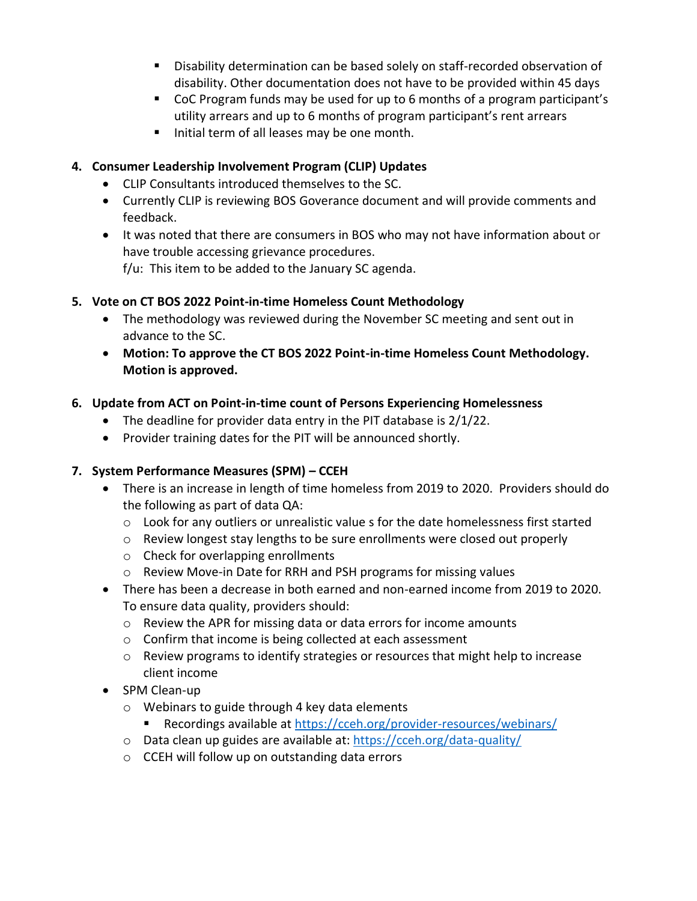- Disability determination can be based solely on staff-recorded observation of disability. Other documentation does not have to be provided within 45 days
        - CoC Program funds may be used for up to 6 months of a program participant's utility arrears and up to 6 months of program participant's rent arrears
        - Initial term of all leases may be one month.

4. **Consumer Leadership Involvement Program (CLIP) Updates**
    - CLIP Consultants introduced themselves to the SC.
    - Currently CLIP is reviewing BOS Goverance document and will provide comments and feedback.
    - It was noted that there are consumers in BOS who may not have information about or have trouble accessing grievance procedures.
      f/u: This item to be added to the January SC agenda.

5. **Vote on CT BOS 2022 Point-in-time Homeless Count Methodology**
    - The methodology was reviewed during the November SC meeting and sent out in advance to the SC.
    - **Motion: To approve the CT BOS 2022 Point-in-time Homeless Count Methodology. Motion is approved.**

6. **Update from ACT on Point-in-time count of Persons Experiencing Homelessness**
    - The deadline for provider data entry in the PIT database is 2/1/22.
    - Provider training dates for the PIT will be announced shortly.

7. **System Performance Measures (SPM) – CCEH**
    - There is an increase in length of time homeless from 2019 to 2020. Providers should do the following as part of data QA:
        - Look for any outliers or unrealistic value s for the date homelessness first started
        - Review longest stay lengths to be sure enrollments were closed out properly
        - Check for overlapping enrollments
        - Review Move-in Date for RRH and PSH programs for missing values
    - There has been a decrease in both earned and non-earned income from 2019 to 2020. To ensure data quality, providers should:
        - Review the APR for missing data or data errors for income amounts
        - Confirm that income is being collected at each assessment
        - Review programs to identify strategies or resources that might help to increase client income
    - SPM Clean-up
        - Webinars to guide through 4 key data elements
            - Recordings available at https://cceh.org/provider-resources/webinars/
        - Data clean up guides are available at: https://cceh.org/data-quality/
        - CCEH will follow up on outstanding data errors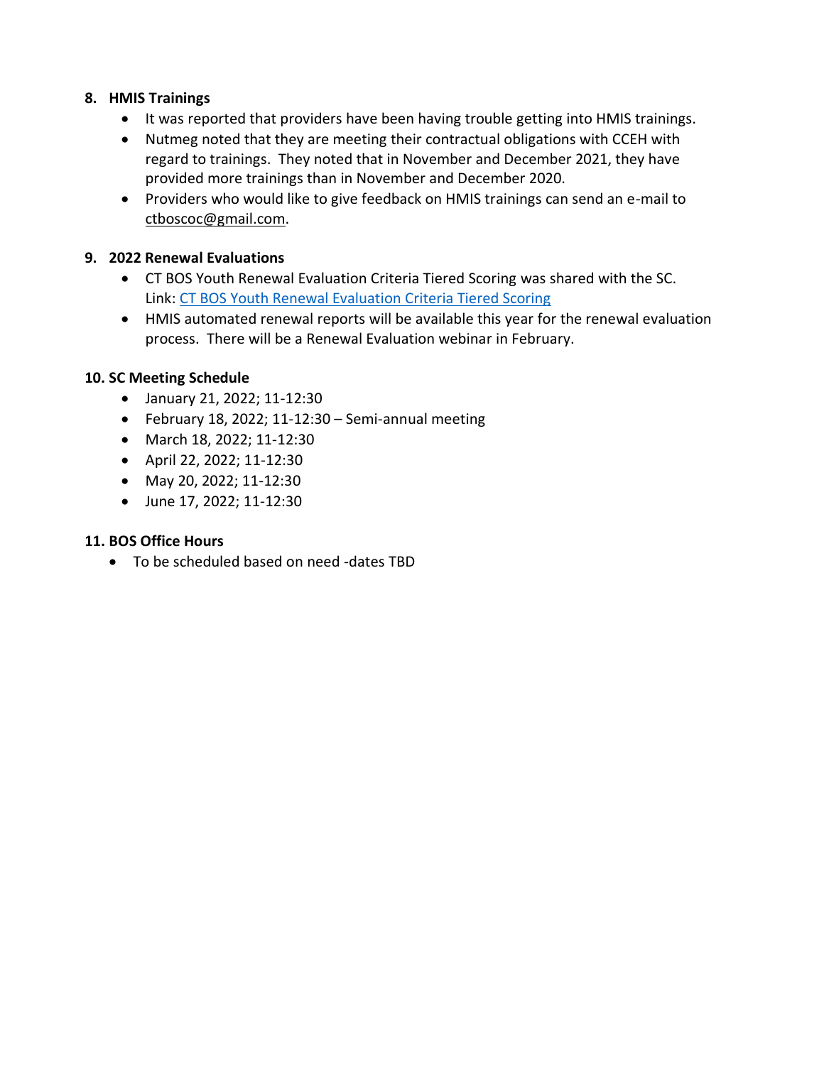**8. HMIS Trainings**

- It was reported that providers have been having trouble getting into HMIS trainings.
- Nutmeg noted that they are meeting their contractual obligations with CCEH with regard to trainings. They noted that in November and December 2021, they have provided more trainings than in November and December 2020.
- Providers who would like to give feedback on HMIS trainings can send an e-mail to ctboscoc@gmail.com.

**9. 2022 Renewal Evaluations**

- CT BOS Youth Renewal Evaluation Criteria Tiered Scoring was shared with the SC. Link: CT BOS Youth Renewal Evaluation Criteria Tiered Scoring
- HMIS automated renewal reports will be available this year for the renewal evaluation process. There will be a Renewal Evaluation webinar in February.

**10. SC Meeting Schedule**

- January 21, 2022; 11-12:30
- February 18, 2022; 11-12:30 – Semi-annual meeting
- March 18, 2022; 11-12:30
- April 22, 2022; 11-12:30
- May 20, 2022; 11-12:30
- June 17, 2022; 11-12:30

**11. BOS Office Hours**

- To be scheduled based on need -dates TBD